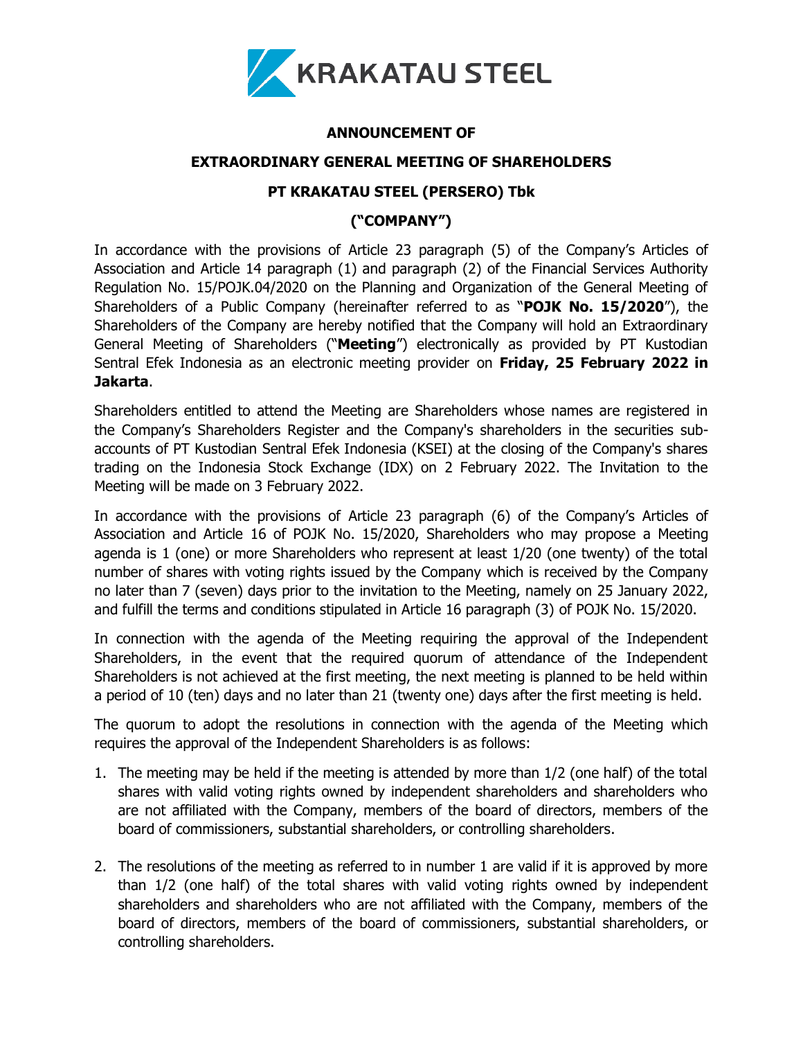KRAKATAU STEEL

# ANNOUNCEMENT OF

# EXTRAORDINARY GENERAL MEETING OF SHAREHOLDERS

# PT KRAKATAU STEEL (PERSERO) Tbk

# ("COMPANY")

In accordance with the provisions of Article 23 paragraph (5) of the Company's Articles of Association and Article 14 paragraph (1) and paragraph (2) of the Financial Services Authority Regulation No. 15/POJK.04/2020 on the Planning and Organization of the General Meeting of Shareholders of a Public Company (hereinafter referred to as "**POJK No. 15/2020**"), the Shareholders of the Company are hereby notified that the Company will hold an Extraordinary General Meeting of Shareholders ("**Meeting**") electronically as provided by PT Kustodian Sentral Efek Indonesia as an electronic meeting provider on **Friday, 25 February 2022 in Jakarta**.

Shareholders entitled to attend the Meeting are Shareholders whose names are registered in the Company's Shareholders Register and the Company's shareholders in the securities sub-accounts of PT Kustodian Sentral Efek Indonesia (KSEI) at the closing of the Company's shares trading on the Indonesia Stock Exchange (IDX) on 2 February 2022. The Invitation to the Meeting will be made on 3 February 2022.

In accordance with the provisions of Article 23 paragraph (6) of the Company's Articles of Association and Article 16 of POJK No. 15/2020, Shareholders who may propose a Meeting agenda is 1 (one) or more Shareholders who represent at least 1/20 (one twenty) of the total number of shares with voting rights issued by the Company which is received by the Company no later than 7 (seven) days prior to the invitation to the Meeting, namely on 25 January 2022, and fulfill the terms and conditions stipulated in Article 16 paragraph (3) of POJK No. 15/2020.

In connection with the agenda of the Meeting requiring the approval of the Independent Shareholders, in the event that the required quorum of attendance of the Independent Shareholders is not achieved at the first meeting, the next meeting is planned to be held within a period of 10 (ten) days and no later than 21 (twenty one) days after the first meeting is held.

The quorum to adopt the resolutions in connection with the agenda of the Meeting which requires the approval of the Independent Shareholders is as follows:

1. The meeting may be held if the meeting is attended by more than 1/2 (one half) of the total shares with valid voting rights owned by independent shareholders and shareholders who are not affiliated with the Company, members of the board of directors, members of the board of commissioners, substantial shareholders, or controlling shareholders.

2. The resolutions of the meeting as referred to in number 1 are valid if it is approved by more than 1/2 (one half) of the total shares with valid voting rights owned by independent shareholders and shareholders who are not affiliated with the Company, members of the board of directors, members of the board of commissioners, substantial shareholders, or controlling shareholders.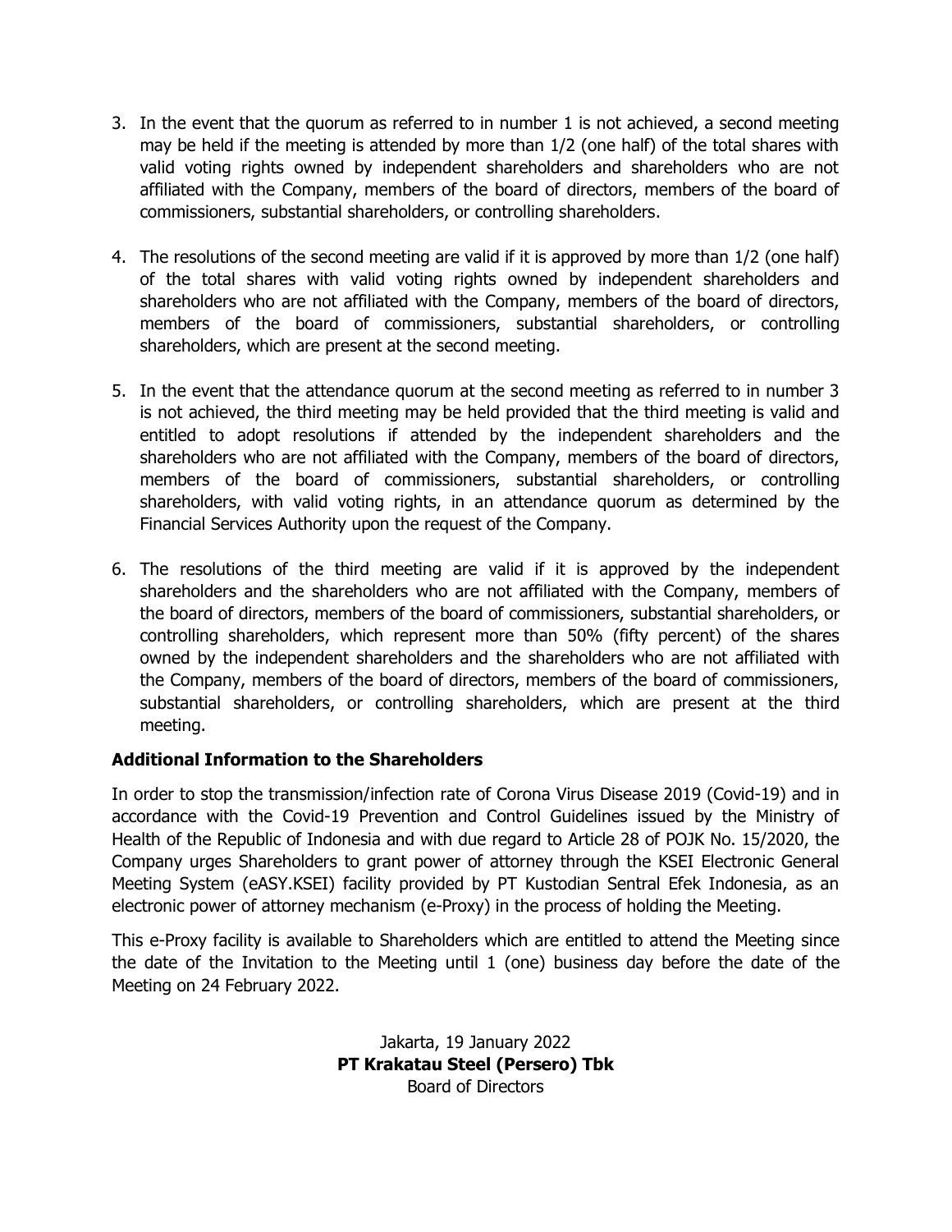3. In the event that the quorum as referred to in number 1 is not achieved, a second meeting may be held if the meeting is attended by more than 1/2 (one half) of the total shares with valid voting rights owned by independent shareholders and shareholders who are not affiliated with the Company, members of the board of directors, members of the board of commissioners, substantial shareholders, or controlling shareholders.

4. The resolutions of the second meeting are valid if it is approved by more than 1/2 (one half) of the total shares with valid voting rights owned by independent shareholders and shareholders who are not affiliated with the Company, members of the board of directors, members of the board of commissioners, substantial shareholders, or controlling shareholders, which are present at the second meeting.

5. In the event that the attendance quorum at the second meeting as referred to in number 3 is not achieved, the third meeting may be held provided that the third meeting is valid and entitled to adopt resolutions if attended by the independent shareholders and the shareholders who are not affiliated with the Company, members of the board of directors, members of the board of commissioners, substantial shareholders, or controlling shareholders, with valid voting rights, in an attendance quorum as determined by the Financial Services Authority upon the request of the Company.

6. The resolutions of the third meeting are valid if it is approved by the independent shareholders and the shareholders who are not affiliated with the Company, members of the board of directors, members of the board of commissioners, substantial shareholders, or controlling shareholders, which represent more than 50% (fifty percent) of the shares owned by the independent shareholders and the shareholders who are not affiliated with the Company, members of the board of directors, members of the board of commissioners, substantial shareholders, or controlling shareholders, which are present at the third meeting.

**Additional Information to the Shareholders**

In order to stop the transmission/infection rate of Corona Virus Disease 2019 (Covid-19) and in accordance with the Covid-19 Prevention and Control Guidelines issued by the Ministry of Health of the Republic of Indonesia and with due regard to Article 28 of POJK No. 15/2020, the Company urges Shareholders to grant power of attorney through the KSEI Electronic General Meeting System (eASY.KSEI) facility provided by PT Kustodian Sentral Efek Indonesia, as an electronic power of attorney mechanism (e-Proxy) in the process of holding the Meeting.

This e-Proxy facility is available to Shareholders which are entitled to attend the Meeting since the date of the Invitation to the Meeting until 1 (one) business day before the date of the Meeting on 24 February 2022.

Jakarta, 19 January 2022
**PT Krakatau Steel (Persero) Tbk**
Board of Directors